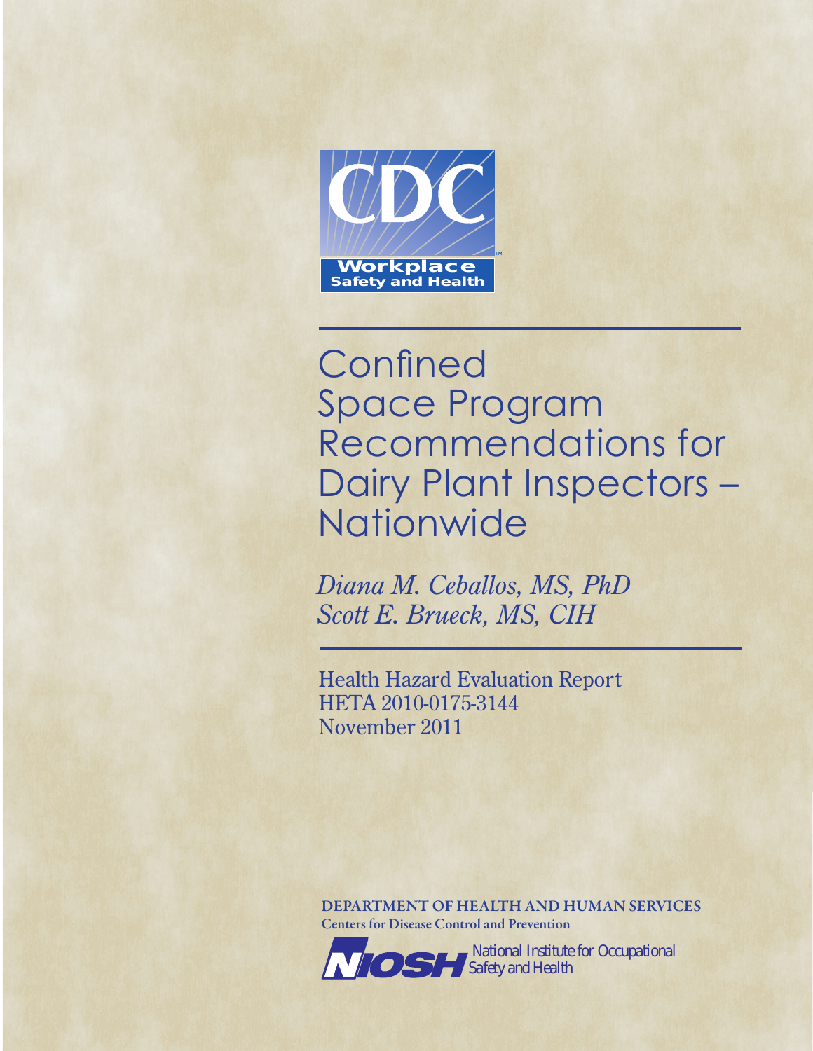CDC

Workplace Safety and Health

# Confined Space Program Recommendations for Dairy Plant Inspectors – Nationwide

*Diana M. Ceballos, MS, PhD*
*Scott E. Brueck, MS, CIH*

Health Hazard Evaluation Report
HETA 2010-0175-3144
November 2011

**DEPARTMENT OF HEALTH AND HUMAN SERVICES**
**Centers for Disease Control and Prevention**

NIOSH National Institute for Occupational Safety and Health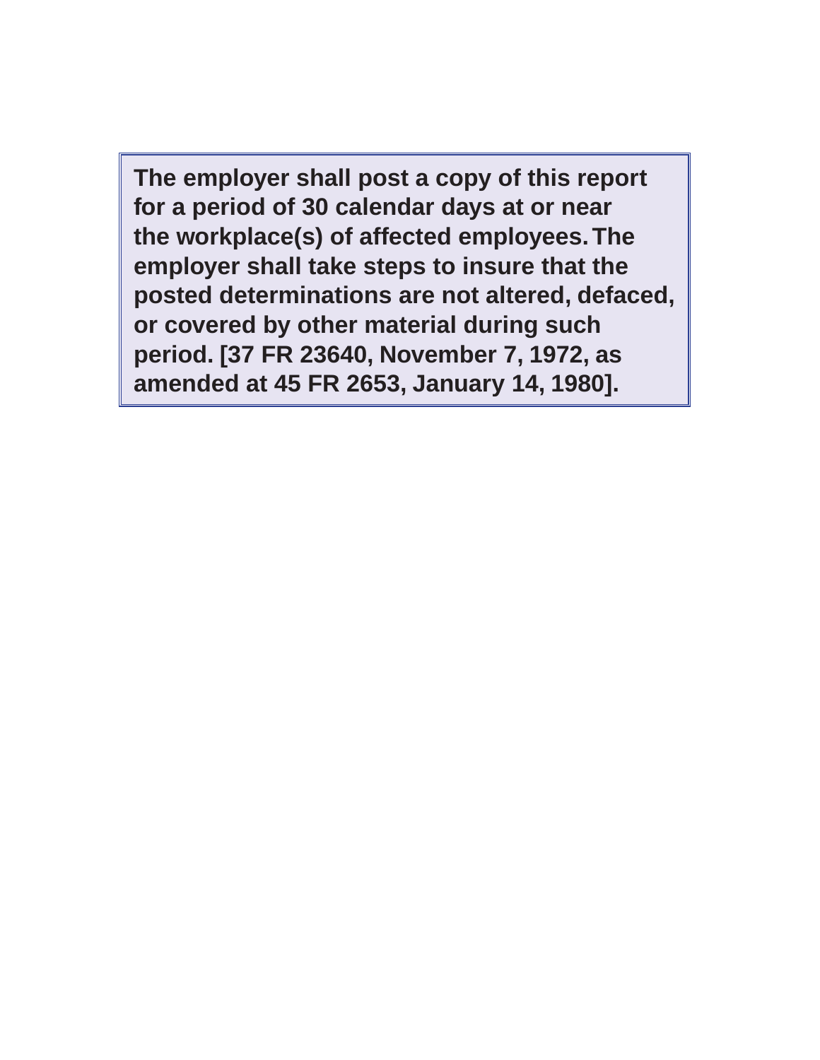**The employer shall post a copy of this report for a period of 30 calendar days at or near the workplace(s) of affected employees. The employer shall take steps to insure that the posted determinations are not altered, defaced, or covered by other material during such period. [37 FR 23640, November 7, 1972, as amended at 45 FR 2653, January 14, 1980].**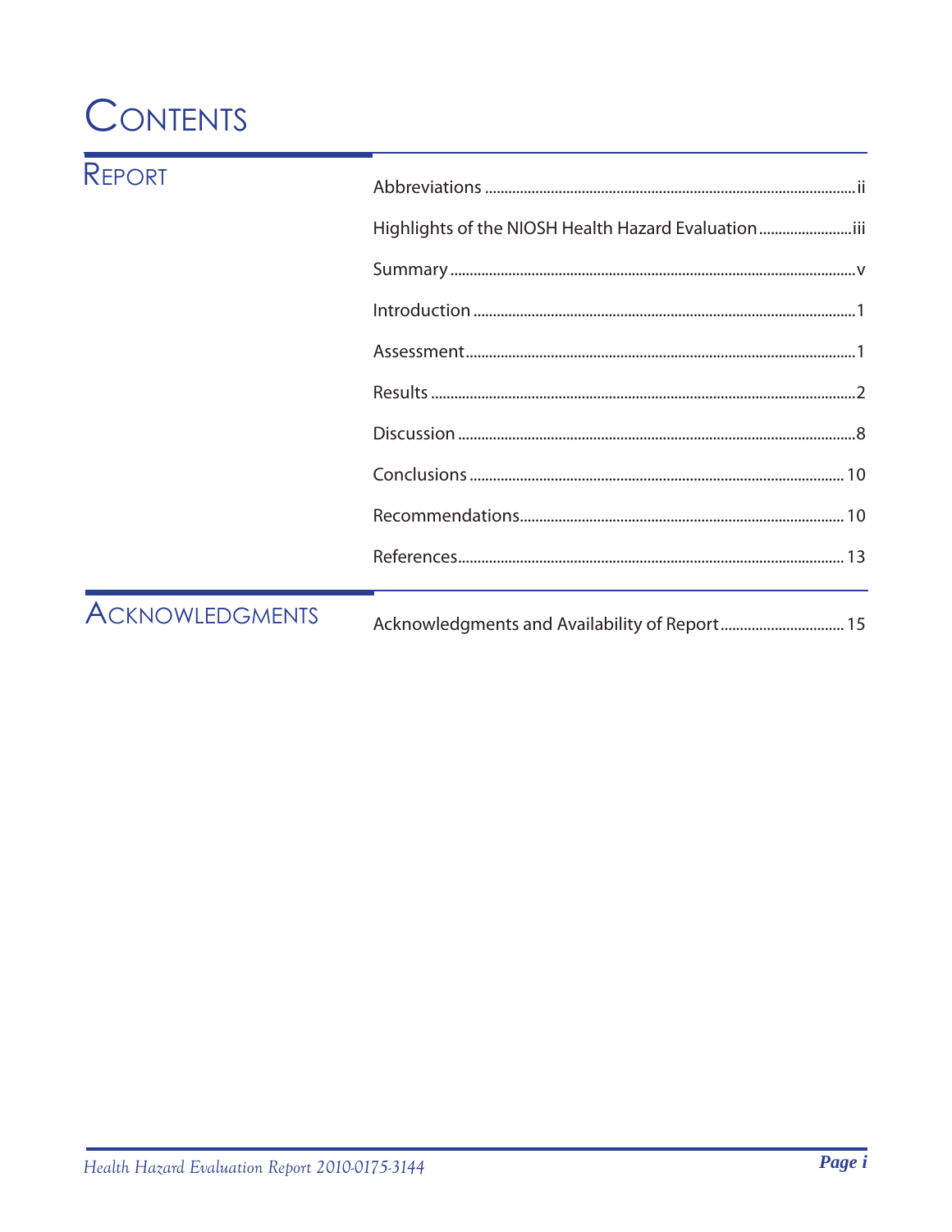# Contents

## Report

| | |
|---|---|
| Abbreviations | ii |
| Highlights of the NIOSH Health Hazard Evaluation | iii |
| Summary | v |
| Introduction | 1 |
| Assessment | 1 |
| Results | 2 |
| Discussion | 8 |
| Conclusions | 10 |
| Recommendations | 10 |
| References | 13 |

## Acknowledgments

| | |
|---|---|
| Acknowledgments and Availability of Report | 15 |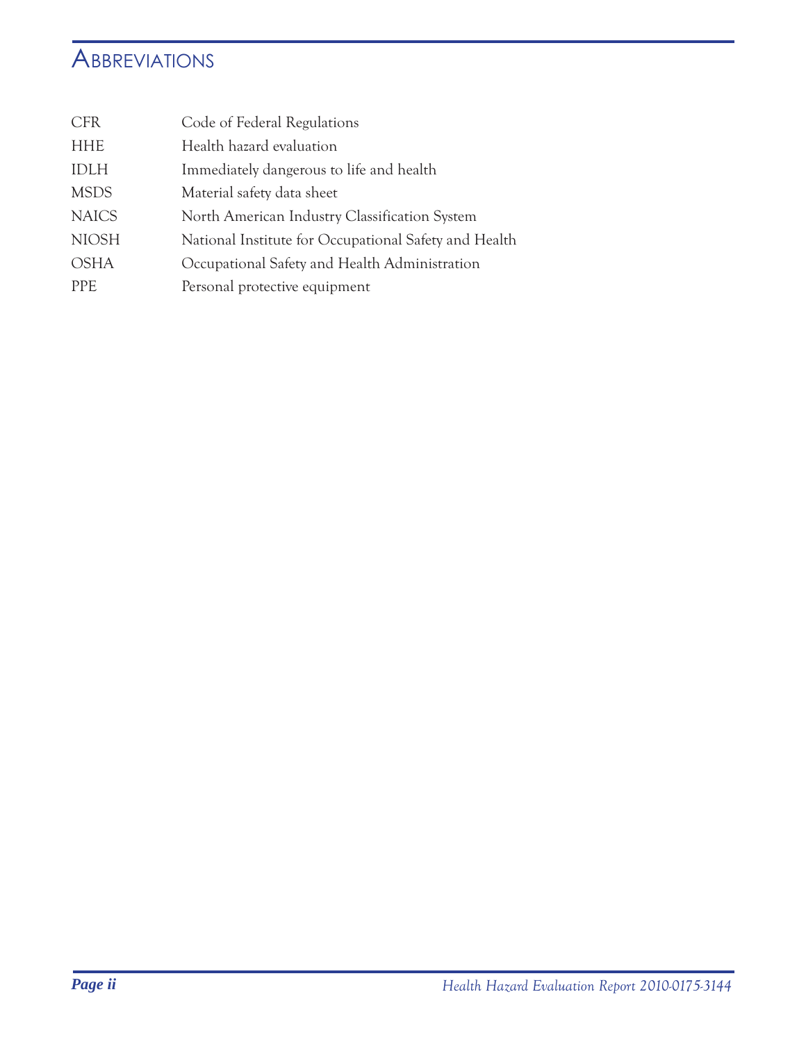# Abbreviations

| | |
|---|---|
| CFR | Code of Federal Regulations |
| HHE | Health hazard evaluation |
| IDLH | Immediately dangerous to life and health |
| MSDS | Material safety data sheet |
| NAICS | North American Industry Classification System |
| NIOSH | National Institute for Occupational Safety and Health |
| OSHA | Occupational Safety and Health Administration |
| PPE | Personal protective equipment |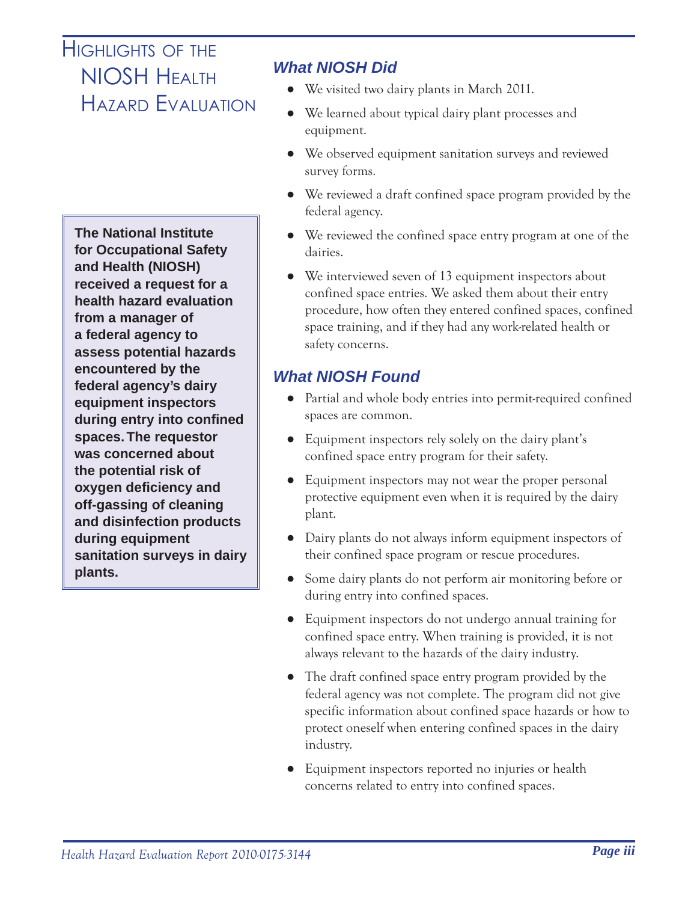# Highlights of the NIOSH Health Hazard Evaluation

**The National Institute for Occupational Safety and Health (NIOSH) received a request for a health hazard evaluation from a manager of a federal agency to assess potential hazards encountered by the federal agency's dairy equipment inspectors during entry into confined spaces. The requestor was concerned about the potential risk of oxygen deficiency and off-gassing of cleaning and disinfection products during equipment sanitation surveys in dairy plants.**

## *What NIOSH Did*

- We visited two dairy plants in March 2011.
- We learned about typical dairy plant processes and equipment.
- We observed equipment sanitation surveys and reviewed survey forms.
- We reviewed a draft confined space program provided by the federal agency.
- We reviewed the confined space entry program at one of the dairies.
- We interviewed seven of 13 equipment inspectors about confined space entries. We asked them about their entry procedure, how often they entered confined spaces, confined space training, and if they had any work-related health or safety concerns.

## *What NIOSH Found*

- Partial and whole body entries into permit-required confined spaces are common.
- Equipment inspectors rely solely on the dairy plant's confined space entry program for their safety.
- Equipment inspectors may not wear the proper personal protective equipment even when it is required by the dairy plant.
- Dairy plants do not always inform equipment inspectors of their confined space program or rescue procedures.
- Some dairy plants do not perform air monitoring before or during entry into confined spaces.
- Equipment inspectors do not undergo annual training for confined space entry. When training is provided, it is not always relevant to the hazards of the dairy industry.
- The draft confined space entry program provided by the federal agency was not complete. The program did not give specific information about confined space hazards or how to protect oneself when entering confined spaces in the dairy industry.
- Equipment inspectors reported no injuries or health concerns related to entry into confined spaces.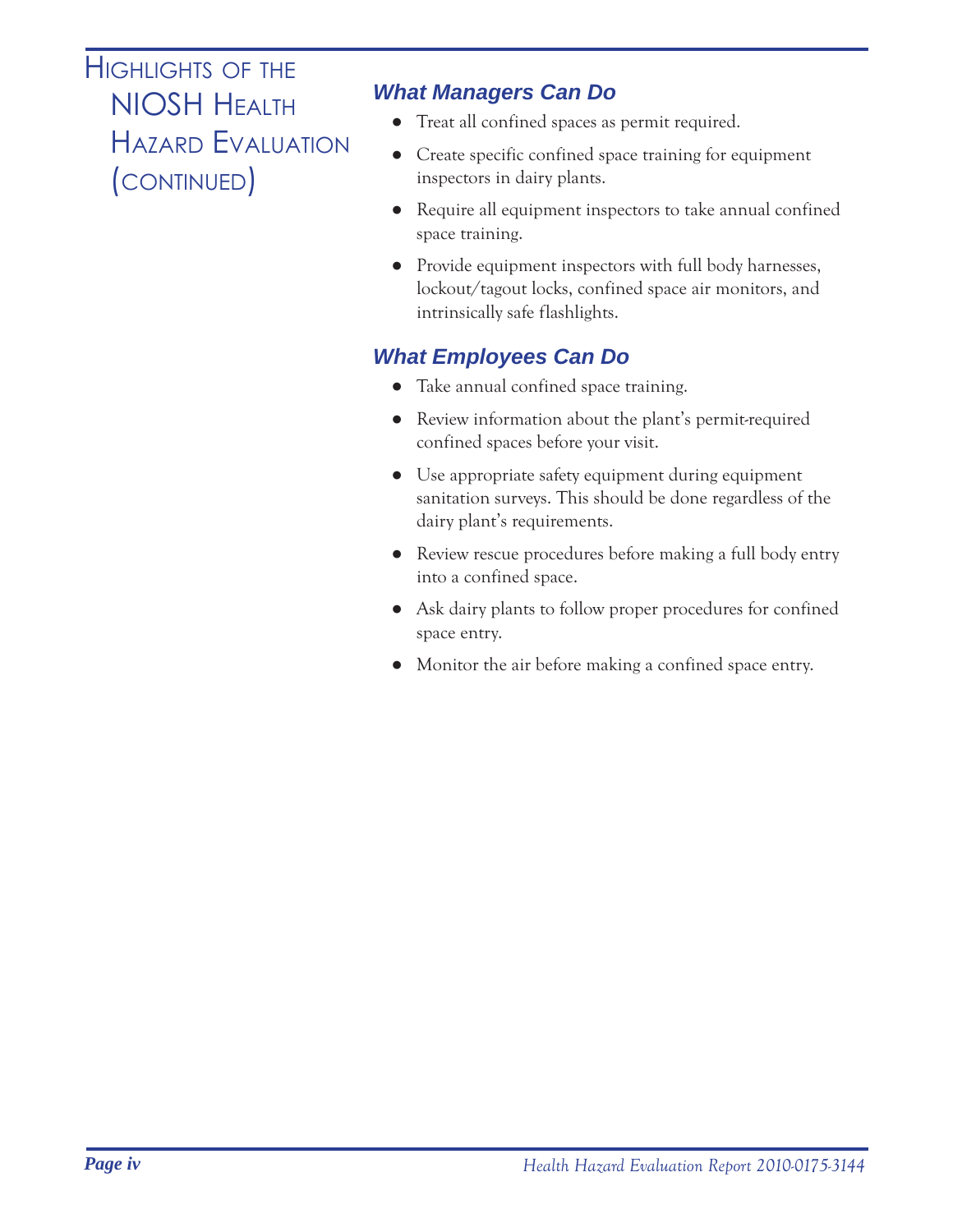# Highlights of the NIOSH Health Hazard Evaluation (continued)

## What Managers Can Do

- Treat all confined spaces as permit required.
- Create specific confined space training for equipment inspectors in dairy plants.
- Require all equipment inspectors to take annual confined space training.
- Provide equipment inspectors with full body harnesses, lockout/tagout locks, confined space air monitors, and intrinsically safe flashlights.

## What Employees Can Do

- Take annual confined space training.
- Review information about the plant's permit-required confined spaces before your visit.
- Use appropriate safety equipment during equipment sanitation surveys. This should be done regardless of the dairy plant's requirements.
- Review rescue procedures before making a full body entry into a confined space.
- Ask dairy plants to follow proper procedures for confined space entry.
- Monitor the air before making a confined space entry.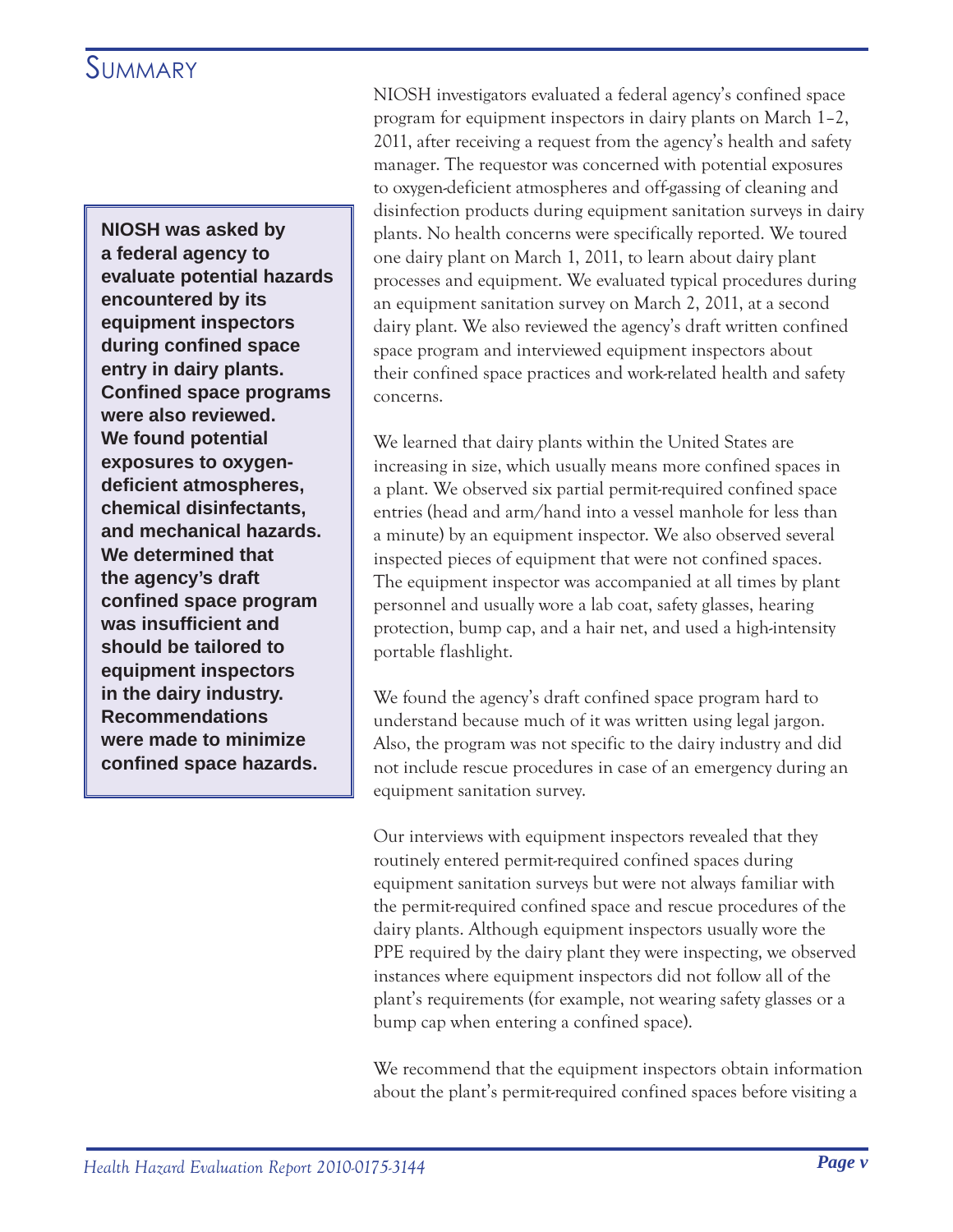# Summary

**NIOSH was asked by a federal agency to evaluate potential hazards encountered by its equipment inspectors during confined space entry in dairy plants. Confined space programs were also reviewed. We found potential exposures to oxygen-deficient atmospheres, chemical disinfectants, and mechanical hazards. We determined that the agency's draft confined space program was insufficient and should be tailored to equipment inspectors in the dairy industry. Recommendations were made to minimize confined space hazards.**

NIOSH investigators evaluated a federal agency's confined space program for equipment inspectors in dairy plants on March 1–2, 2011, after receiving a request from the agency's health and safety manager. The requestor was concerned with potential exposures to oxygen-deficient atmospheres and off-gassing of cleaning and disinfection products during equipment sanitation surveys in dairy plants. No health concerns were specifically reported. We toured one dairy plant on March 1, 2011, to learn about dairy plant processes and equipment. We evaluated typical procedures during an equipment sanitation survey on March 2, 2011, at a second dairy plant. We also reviewed the agency's draft written confined space program and interviewed equipment inspectors about their confined space practices and work-related health and safety concerns.

We learned that dairy plants within the United States are increasing in size, which usually means more confined spaces in a plant. We observed six partial permit-required confined space entries (head and arm/hand into a vessel manhole for less than a minute) by an equipment inspector. We also observed several inspected pieces of equipment that were not confined spaces. The equipment inspector was accompanied at all times by plant personnel and usually wore a lab coat, safety glasses, hearing protection, bump cap, and a hair net, and used a high-intensity portable flashlight.

We found the agency's draft confined space program hard to understand because much of it was written using legal jargon. Also, the program was not specific to the dairy industry and did not include rescue procedures in case of an emergency during an equipment sanitation survey.

Our interviews with equipment inspectors revealed that they routinely entered permit-required confined spaces during equipment sanitation surveys but were not always familiar with the permit-required confined space and rescue procedures of the dairy plants. Although equipment inspectors usually wore the PPE required by the dairy plant they were inspecting, we observed instances where equipment inspectors did not follow all of the plant's requirements (for example, not wearing safety glasses or a bump cap when entering a confined space).

We recommend that the equipment inspectors obtain information about the plant's permit-required confined spaces before visiting a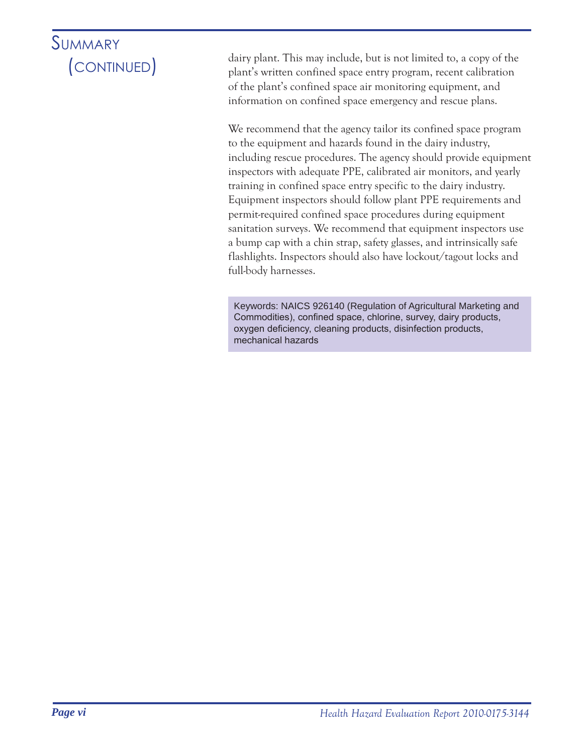# Summary (continued)

dairy plant. This may include, but is not limited to, a copy of the plant's written confined space entry program, recent calibration of the plant's confined space air monitoring equipment, and information on confined space emergency and rescue plans.

We recommend that the agency tailor its confined space program to the equipment and hazards found in the dairy industry, including rescue procedures. The agency should provide equipment inspectors with adequate PPE, calibrated air monitors, and yearly training in confined space entry specific to the dairy industry. Equipment inspectors should follow plant PPE requirements and permit-required confined space procedures during equipment sanitation surveys. We recommend that equipment inspectors use a bump cap with a chin strap, safety glasses, and intrinsically safe flashlights. Inspectors should also have lockout/tagout locks and full-body harnesses.

Keywords: NAICS 926140 (Regulation of Agricultural Marketing and Commodities), confined space, chlorine, survey, dairy products, oxygen deficiency, cleaning products, disinfection products, mechanical hazards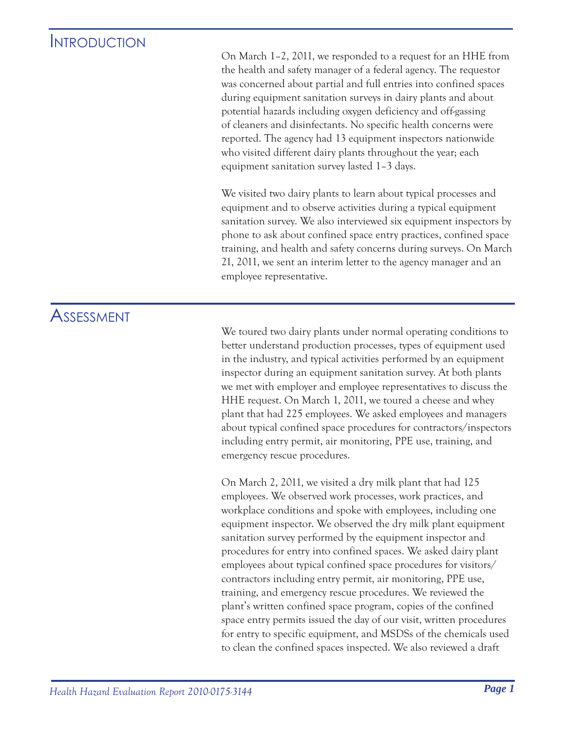# Introduction

On March 1–2, 2011, we responded to a request for an HHE from the health and safety manager of a federal agency. The requestor was concerned about partial and full entries into confined spaces during equipment sanitation surveys in dairy plants and about potential hazards including oxygen deficiency and off-gassing of cleaners and disinfectants. No specific health concerns were reported. The agency had 13 equipment inspectors nationwide who visited different dairy plants throughout the year; each equipment sanitation survey lasted 1–3 days.

We visited two dairy plants to learn about typical processes and equipment and to observe activities during a typical equipment sanitation survey. We also interviewed six equipment inspectors by phone to ask about confined space entry practices, confined space training, and health and safety concerns during surveys. On March 21, 2011, we sent an interim letter to the agency manager and an employee representative.

# Assessment

We toured two dairy plants under normal operating conditions to better understand production processes, types of equipment used in the industry, and typical activities performed by an equipment inspector during an equipment sanitation survey. At both plants we met with employer and employee representatives to discuss the HHE request. On March 1, 2011, we toured a cheese and whey plant that had 225 employees. We asked employees and managers about typical confined space procedures for contractors/inspectors including entry permit, air monitoring, PPE use, training, and emergency rescue procedures.

On March 2, 2011, we visited a dry milk plant that had 125 employees. We observed work processes, work practices, and workplace conditions and spoke with employees, including one equipment inspector. We observed the dry milk plant equipment sanitation survey performed by the equipment inspector and procedures for entry into confined spaces. We asked dairy plant employees about typical confined space procedures for visitors/contractors including entry permit, air monitoring, PPE use, training, and emergency rescue procedures. We reviewed the plant's written confined space program, copies of the confined space entry permits issued the day of our visit, written procedures for entry to specific equipment, and MSDSs of the chemicals used to clean the confined spaces inspected. We also reviewed a draft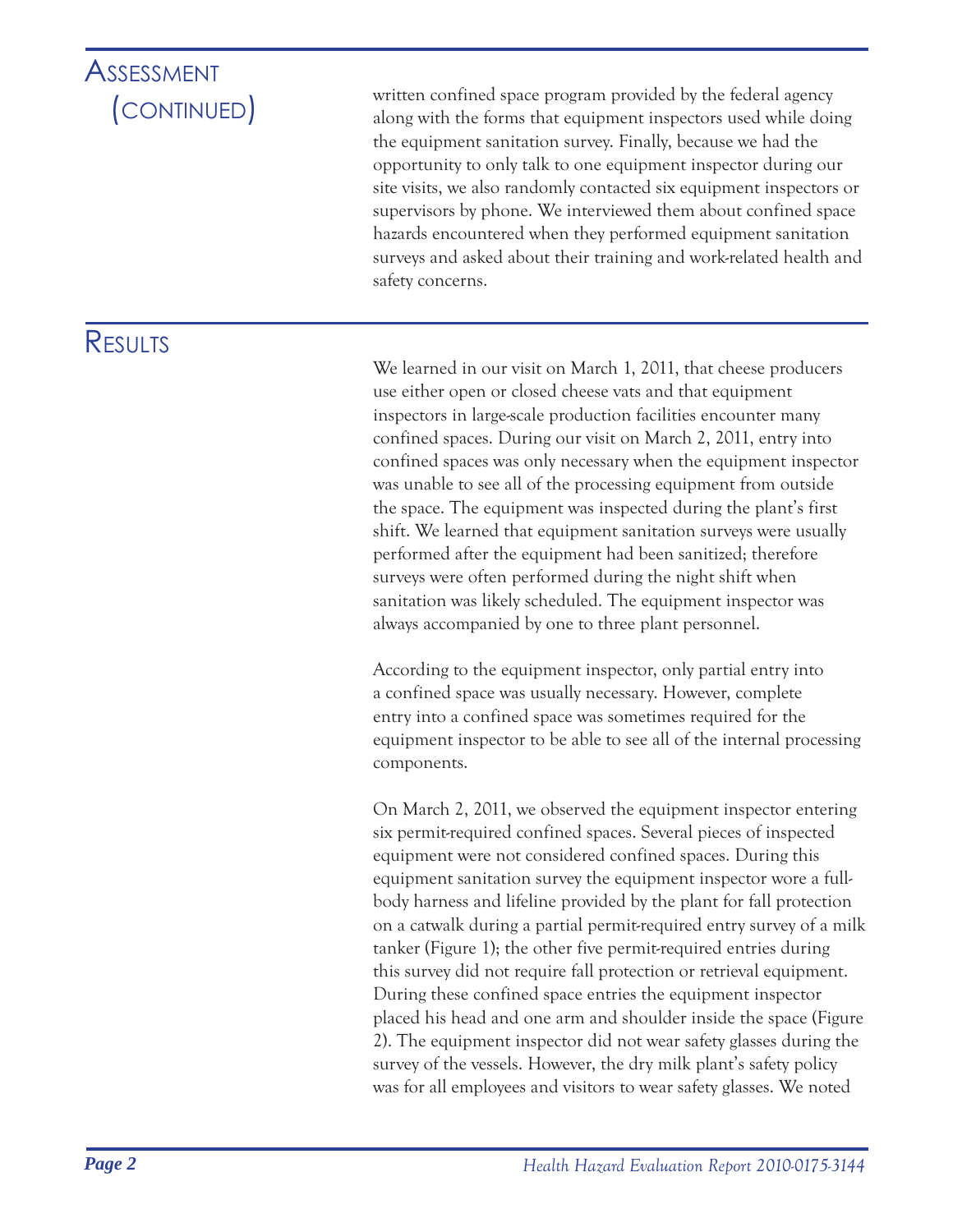## Assessment (continued)

written confined space program provided by the federal agency along with the forms that equipment inspectors used while doing the equipment sanitation survey. Finally, because we had the opportunity to only talk to one equipment inspector during our site visits, we also randomly contacted six equipment inspectors or supervisors by phone. We interviewed them about confined space hazards encountered when they performed equipment sanitation surveys and asked about their training and work-related health and safety concerns.

## Results

We learned in our visit on March 1, 2011, that cheese producers use either open or closed cheese vats and that equipment inspectors in large-scale production facilities encounter many confined spaces. During our visit on March 2, 2011, entry into confined spaces was only necessary when the equipment inspector was unable to see all of the processing equipment from outside the space. The equipment was inspected during the plant's first shift. We learned that equipment sanitation surveys were usually performed after the equipment had been sanitized; therefore surveys were often performed during the night shift when sanitation was likely scheduled. The equipment inspector was always accompanied by one to three plant personnel.

According to the equipment inspector, only partial entry into a confined space was usually necessary. However, complete entry into a confined space was sometimes required for the equipment inspector to be able to see all of the internal processing components.

On March 2, 2011, we observed the equipment inspector entering six permit-required confined spaces. Several pieces of inspected equipment were not considered confined spaces. During this equipment sanitation survey the equipment inspector wore a full-body harness and lifeline provided by the plant for fall protection on a catwalk during a partial permit-required entry survey of a milk tanker (Figure 1); the other five permit-required entries during this survey did not require fall protection or retrieval equipment. During these confined space entries the equipment inspector placed his head and one arm and shoulder inside the space (Figure 2). The equipment inspector did not wear safety glasses during the survey of the vessels. However, the dry milk plant's safety policy was for all employees and visitors to wear safety glasses. We noted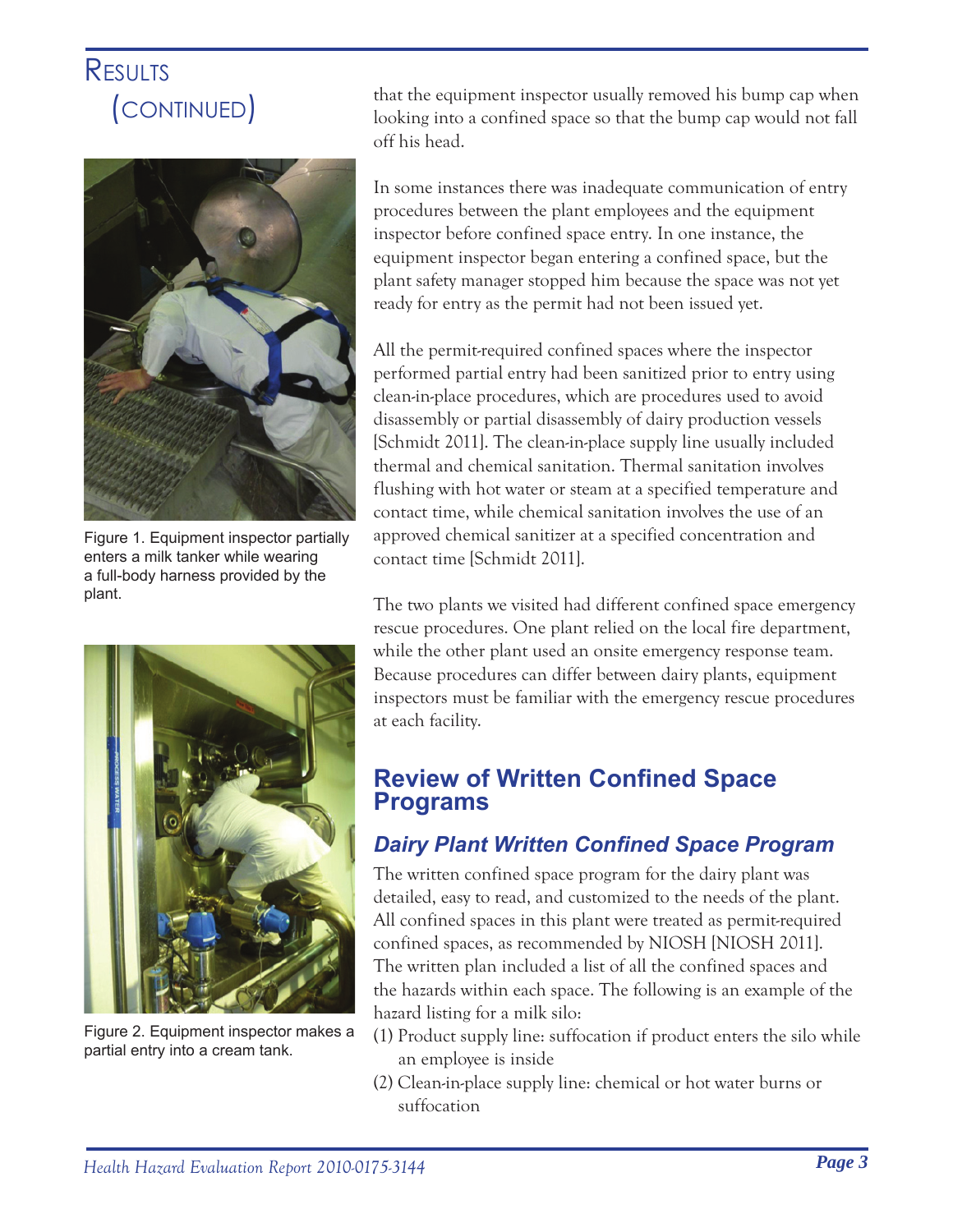# Results (continued)

that the equipment inspector usually removed his bump cap when looking into a confined space so that the bump cap would not fall off his head.

In some instances there was inadequate communication of entry procedures between the plant employees and the equipment inspector before confined space entry. In one instance, the equipment inspector began entering a confined space, but the plant safety manager stopped him because the space was not yet ready for entry as the permit had not been issued yet.

All the permit-required confined spaces where the inspector performed partial entry had been sanitized prior to entry using clean-in-place procedures, which are procedures used to avoid disassembly or partial disassembly of dairy production vessels [Schmidt 2011]. The clean-in-place supply line usually included thermal and chemical sanitation. Thermal sanitation involves flushing with hot water or steam at a specified temperature and contact time, while chemical sanitation involves the use of an approved chemical sanitizer at a specified concentration and contact time [Schmidt 2011].

The two plants we visited had different confined space emergency rescue procedures. One plant relied on the local fire department, while the other plant used an onsite emergency response team. Because procedures can differ between dairy plants, equipment inspectors must be familiar with the emergency rescue procedures at each facility.

Figure 1. Equipment inspector partially enters a milk tanker while wearing a full-body harness provided by the plant.

Figure 2. Equipment inspector makes a partial entry into a cream tank.

## Review of Written Confined Space Programs

### *Dairy Plant Written Confined Space Program*

The written confined space program for the dairy plant was detailed, easy to read, and customized to the needs of the plant. All confined spaces in this plant were treated as permit-required confined spaces, as recommended by NIOSH [NIOSH 2011]. The written plan included a list of all the confined spaces and the hazards within each space. The following is an example of the hazard listing for a milk silo:

(1) Product supply line: suffocation if product enters the silo while an employee is inside

(2) Clean-in-place supply line: chemical or hot water burns or suffocation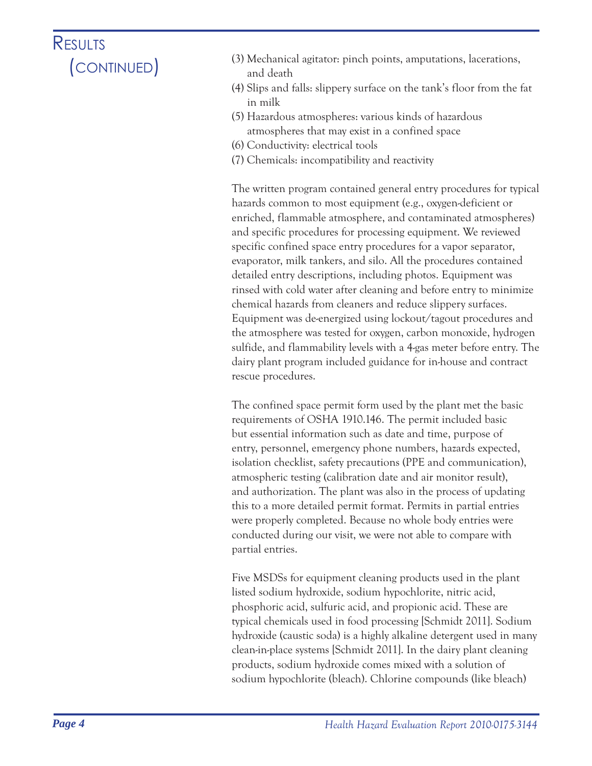## Results (continued)

(3) Mechanical agitator: pinch points, amputations, lacerations, and death
(4) Slips and falls: slippery surface on the tank's floor from the fat in milk
(5) Hazardous atmospheres: various kinds of hazardous atmospheres that may exist in a confined space
(6) Conductivity: electrical tools
(7) Chemicals: incompatibility and reactivity

The written program contained general entry procedures for typical hazards common to most equipment (e.g., oxygen-deficient or enriched, flammable atmosphere, and contaminated atmospheres) and specific procedures for processing equipment. We reviewed specific confined space entry procedures for a vapor separator, evaporator, milk tankers, and silo. All the procedures contained detailed entry descriptions, including photos. Equipment was rinsed with cold water after cleaning and before entry to minimize chemical hazards from cleaners and reduce slippery surfaces. Equipment was de-energized using lockout/tagout procedures and the atmosphere was tested for oxygen, carbon monoxide, hydrogen sulfide, and flammability levels with a 4-gas meter before entry. The dairy plant program included guidance for in-house and contract rescue procedures.

The confined space permit form used by the plant met the basic requirements of OSHA 1910.146. The permit included basic but essential information such as date and time, purpose of entry, personnel, emergency phone numbers, hazards expected, isolation checklist, safety precautions (PPE and communication), atmospheric testing (calibration date and air monitor result), and authorization. The plant was also in the process of updating this to a more detailed permit format. Permits in partial entries were properly completed. Because no whole body entries were conducted during our visit, we were not able to compare with partial entries.

Five MSDSs for equipment cleaning products used in the plant listed sodium hydroxide, sodium hypochlorite, nitric acid, phosphoric acid, sulfuric acid, and propionic acid. These are typical chemicals used in food processing [Schmidt 2011]. Sodium hydroxide (caustic soda) is a highly alkaline detergent used in many clean-in-place systems [Schmidt 2011]. In the dairy plant cleaning products, sodium hydroxide comes mixed with a solution of sodium hypochlorite (bleach). Chlorine compounds (like bleach)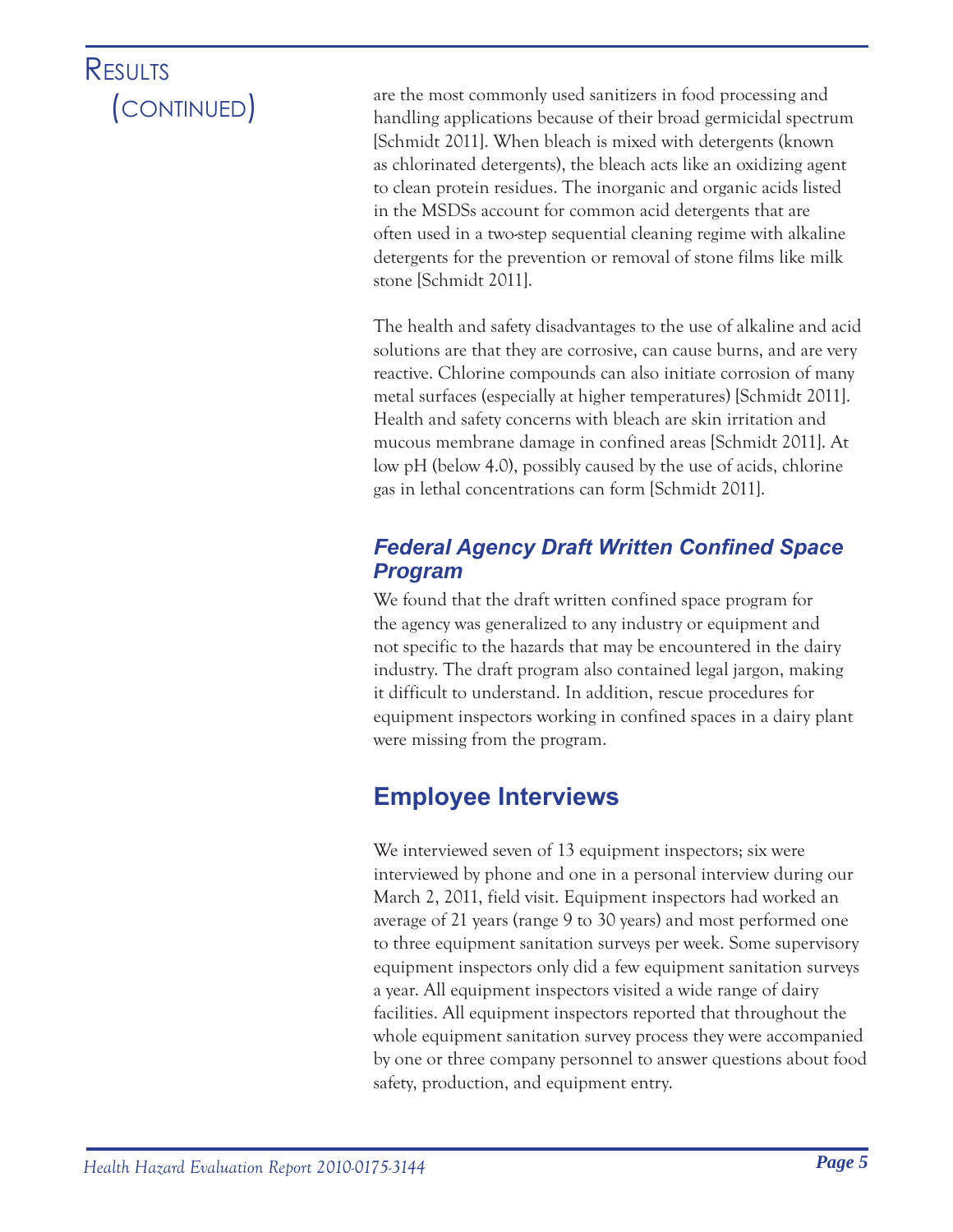# Results (continued)

are the most commonly used sanitizers in food processing and handling applications because of their broad germicidal spectrum [Schmidt 2011]. When bleach is mixed with detergents (known as chlorinated detergents), the bleach acts like an oxidizing agent to clean protein residues. The inorganic and organic acids listed in the MSDSs account for common acid detergents that are often used in a two-step sequential cleaning regime with alkaline detergents for the prevention or removal of stone films like milk stone [Schmidt 2011].

The health and safety disadvantages to the use of alkaline and acid solutions are that they are corrosive, can cause burns, and are very reactive. Chlorine compounds can also initiate corrosion of many metal surfaces (especially at higher temperatures) [Schmidt 2011]. Health and safety concerns with bleach are skin irritation and mucous membrane damage in confined areas [Schmidt 2011]. At low pH (below 4.0), possibly caused by the use of acids, chlorine gas in lethal concentrations can form [Schmidt 2011].

### *Federal Agency Draft Written Confined Space Program*

We found that the draft written confined space program for the agency was generalized to any industry or equipment and not specific to the hazards that may be encountered in the dairy industry. The draft program also contained legal jargon, making it difficult to understand. In addition, rescue procedures for equipment inspectors working in confined spaces in a dairy plant were missing from the program.

## Employee Interviews

We interviewed seven of 13 equipment inspectors; six were interviewed by phone and one in a personal interview during our March 2, 2011, field visit. Equipment inspectors had worked an average of 21 years (range 9 to 30 years) and most performed one to three equipment sanitation surveys per week. Some supervisory equipment inspectors only did a few equipment sanitation surveys a year. All equipment inspectors visited a wide range of dairy facilities. All equipment inspectors reported that throughout the whole equipment sanitation survey process they were accompanied by one or three company personnel to answer questions about food safety, production, and equipment entry.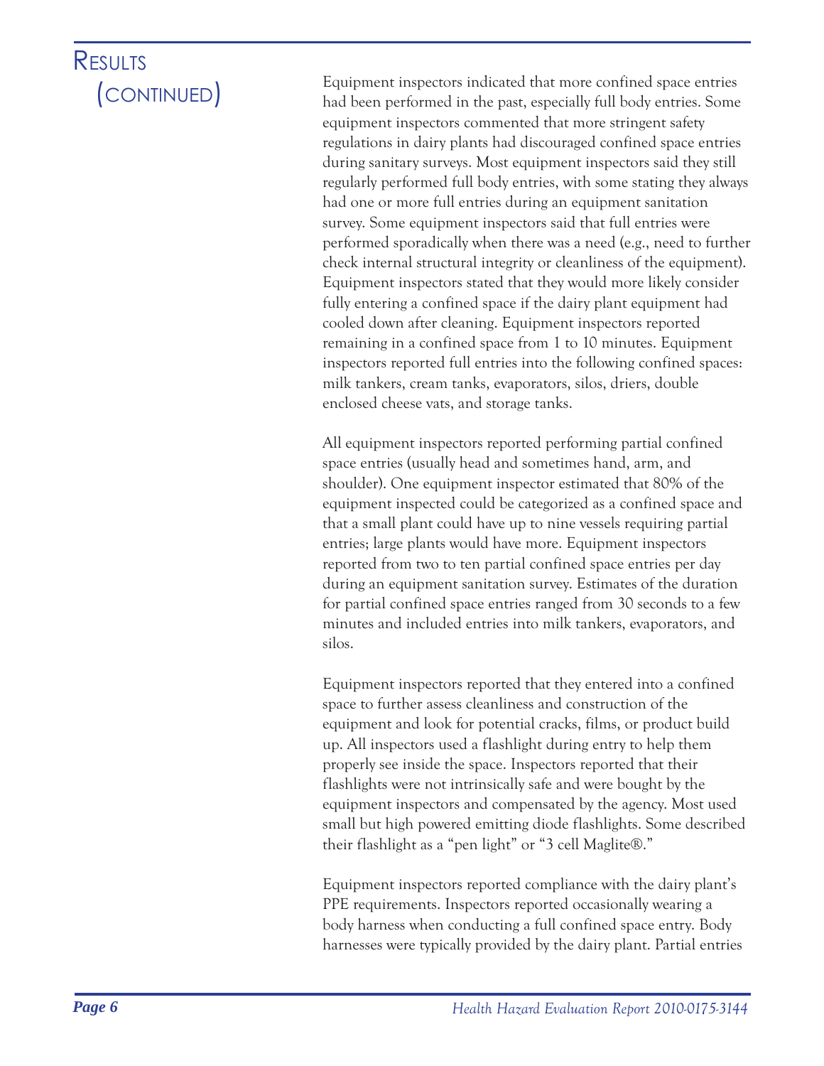## Results (continued)

Equipment inspectors indicated that more confined space entries had been performed in the past, especially full body entries. Some equipment inspectors commented that more stringent safety regulations in dairy plants had discouraged confined space entries during sanitary surveys. Most equipment inspectors said they still regularly performed full body entries, with some stating they always had one or more full entries during an equipment sanitation survey. Some equipment inspectors said that full entries were performed sporadically when there was a need (e.g., need to further check internal structural integrity or cleanliness of the equipment). Equipment inspectors stated that they would more likely consider fully entering a confined space if the dairy plant equipment had cooled down after cleaning. Equipment inspectors reported remaining in a confined space from 1 to 10 minutes. Equipment inspectors reported full entries into the following confined spaces: milk tankers, cream tanks, evaporators, silos, driers, double enclosed cheese vats, and storage tanks.

All equipment inspectors reported performing partial confined space entries (usually head and sometimes hand, arm, and shoulder). One equipment inspector estimated that 80% of the equipment inspected could be categorized as a confined space and that a small plant could have up to nine vessels requiring partial entries; large plants would have more. Equipment inspectors reported from two to ten partial confined space entries per day during an equipment sanitation survey. Estimates of the duration for partial confined space entries ranged from 30 seconds to a few minutes and included entries into milk tankers, evaporators, and silos.

Equipment inspectors reported that they entered into a confined space to further assess cleanliness and construction of the equipment and look for potential cracks, films, or product build up. All inspectors used a flashlight during entry to help them properly see inside the space. Inspectors reported that their flashlights were not intrinsically safe and were bought by the equipment inspectors and compensated by the agency. Most used small but high powered emitting diode flashlights. Some described their flashlight as a "pen light" or "3 cell Maglite®."

Equipment inspectors reported compliance with the dairy plant's PPE requirements. Inspectors reported occasionally wearing a body harness when conducting a full confined space entry. Body harnesses were typically provided by the dairy plant. Partial entries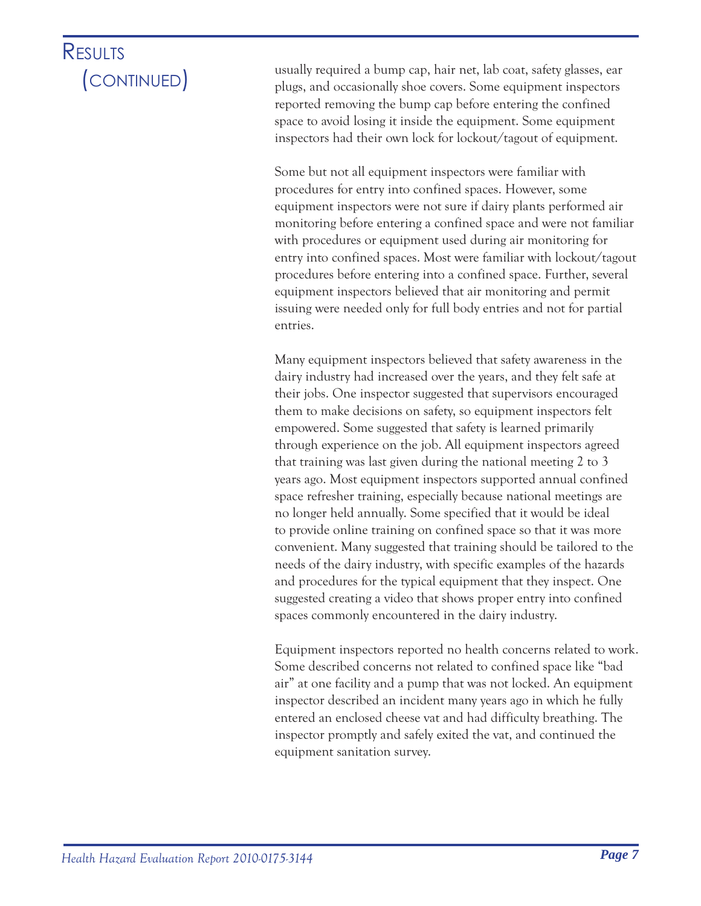# Results (continued)

usually required a bump cap, hair net, lab coat, safety glasses, ear plugs, and occasionally shoe covers. Some equipment inspectors reported removing the bump cap before entering the confined space to avoid losing it inside the equipment. Some equipment inspectors had their own lock for lockout/tagout of equipment.

Some but not all equipment inspectors were familiar with procedures for entry into confined spaces. However, some equipment inspectors were not sure if dairy plants performed air monitoring before entering a confined space and were not familiar with procedures or equipment used during air monitoring for entry into confined spaces. Most were familiar with lockout/tagout procedures before entering into a confined space. Further, several equipment inspectors believed that air monitoring and permit issuing were needed only for full body entries and not for partial entries.

Many equipment inspectors believed that safety awareness in the dairy industry had increased over the years, and they felt safe at their jobs. One inspector suggested that supervisors encouraged them to make decisions on safety, so equipment inspectors felt empowered. Some suggested that safety is learned primarily through experience on the job. All equipment inspectors agreed that training was last given during the national meeting 2 to 3 years ago. Most equipment inspectors supported annual confined space refresher training, especially because national meetings are no longer held annually. Some specified that it would be ideal to provide online training on confined space so that it was more convenient. Many suggested that training should be tailored to the needs of the dairy industry, with specific examples of the hazards and procedures for the typical equipment that they inspect. One suggested creating a video that shows proper entry into confined spaces commonly encountered in the dairy industry.

Equipment inspectors reported no health concerns related to work. Some described concerns not related to confined space like "bad air" at one facility and a pump that was not locked. An equipment inspector described an incident many years ago in which he fully entered an enclosed cheese vat and had difficulty breathing. The inspector promptly and safely exited the vat, and continued the equipment sanitation survey.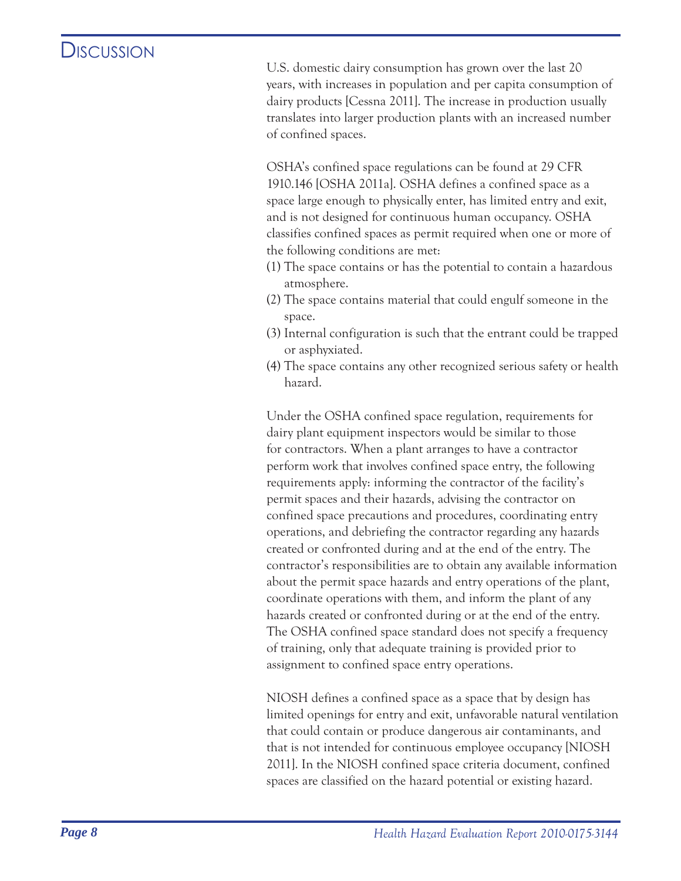# Discussion

U.S. domestic dairy consumption has grown over the last 20 years, with increases in population and per capita consumption of dairy products [Cessna 2011]. The increase in production usually translates into larger production plants with an increased number of confined spaces.

OSHA's confined space regulations can be found at 29 CFR 1910.146 [OSHA 2011a]. OSHA defines a confined space as a space large enough to physically enter, has limited entry and exit, and is not designed for continuous human occupancy. OSHA classifies confined spaces as permit required when one or more of the following conditions are met:

(1) The space contains or has the potential to contain a hazardous atmosphere.
(2) The space contains material that could engulf someone in the space.
(3) Internal configuration is such that the entrant could be trapped or asphyxiated.
(4) The space contains any other recognized serious safety or health hazard.

Under the OSHA confined space regulation, requirements for dairy plant equipment inspectors would be similar to those for contractors. When a plant arranges to have a contractor perform work that involves confined space entry, the following requirements apply: informing the contractor of the facility's permit spaces and their hazards, advising the contractor on confined space precautions and procedures, coordinating entry operations, and debriefing the contractor regarding any hazards created or confronted during and at the end of the entry. The contractor's responsibilities are to obtain any available information about the permit space hazards and entry operations of the plant, coordinate operations with them, and inform the plant of any hazards created or confronted during or at the end of the entry. The OSHA confined space standard does not specify a frequency of training, only that adequate training is provided prior to assignment to confined space entry operations.

NIOSH defines a confined space as a space that by design has limited openings for entry and exit, unfavorable natural ventilation that could contain or produce dangerous air contaminants, and that is not intended for continuous employee occupancy [NIOSH 2011]. In the NIOSH confined space criteria document, confined spaces are classified on the hazard potential or existing hazard.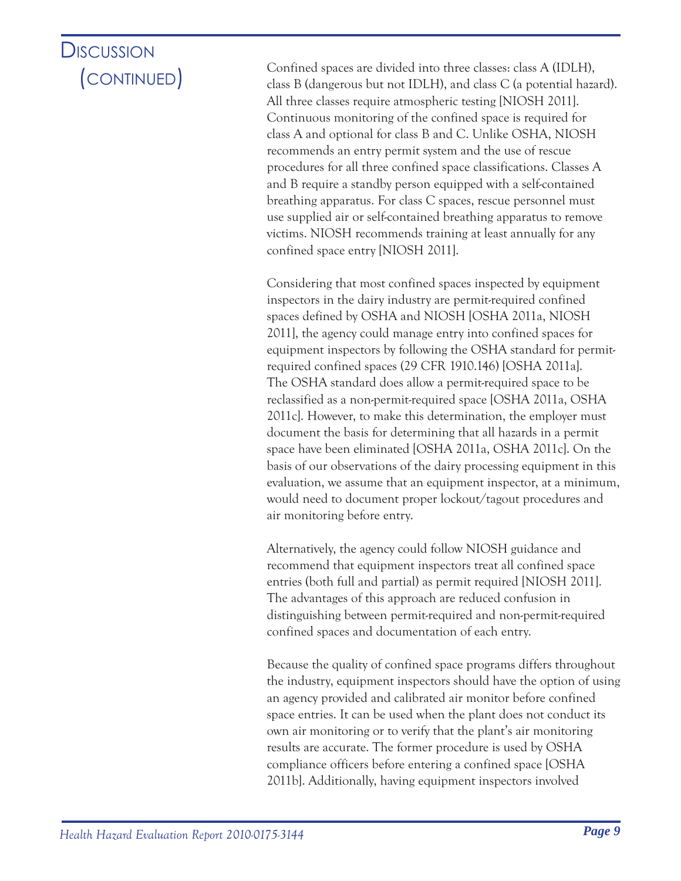# Discussion (continued)

Confined spaces are divided into three classes: class A (IDLH), class B (dangerous but not IDLH), and class C (a potential hazard). All three classes require atmospheric testing [NIOSH 2011]. Continuous monitoring of the confined space is required for class A and optional for class B and C. Unlike OSHA, NIOSH recommends an entry permit system and the use of rescue procedures for all three confined space classifications. Classes A and B require a standby person equipped with a self-contained breathing apparatus. For class C spaces, rescue personnel must use supplied air or self-contained breathing apparatus to remove victims. NIOSH recommends training at least annually for any confined space entry [NIOSH 2011].

Considering that most confined spaces inspected by equipment inspectors in the dairy industry are permit-required confined spaces defined by OSHA and NIOSH [OSHA 2011a, NIOSH 2011], the agency could manage entry into confined spaces for equipment inspectors by following the OSHA standard for permit-required confined spaces (29 CFR 1910.146) [OSHA 2011a]. The OSHA standard does allow a permit-required space to be reclassified as a non-permit-required space [OSHA 2011a, OSHA 2011c]. However, to make this determination, the employer must document the basis for determining that all hazards in a permit space have been eliminated [OSHA 2011a, OSHA 2011c]. On the basis of our observations of the dairy processing equipment in this evaluation, we assume that an equipment inspector, at a minimum, would need to document proper lockout/tagout procedures and air monitoring before entry.

Alternatively, the agency could follow NIOSH guidance and recommend that equipment inspectors treat all confined space entries (both full and partial) as permit required [NIOSH 2011]. The advantages of this approach are reduced confusion in distinguishing between permit-required and non-permit-required confined spaces and documentation of each entry.

Because the quality of confined space programs differs throughout the industry, equipment inspectors should have the option of using an agency provided and calibrated air monitor before confined space entries. It can be used when the plant does not conduct its own air monitoring or to verify that the plant's air monitoring results are accurate. The former procedure is used by OSHA compliance officers before entering a confined space [OSHA 2011b]. Additionally, having equipment inspectors involved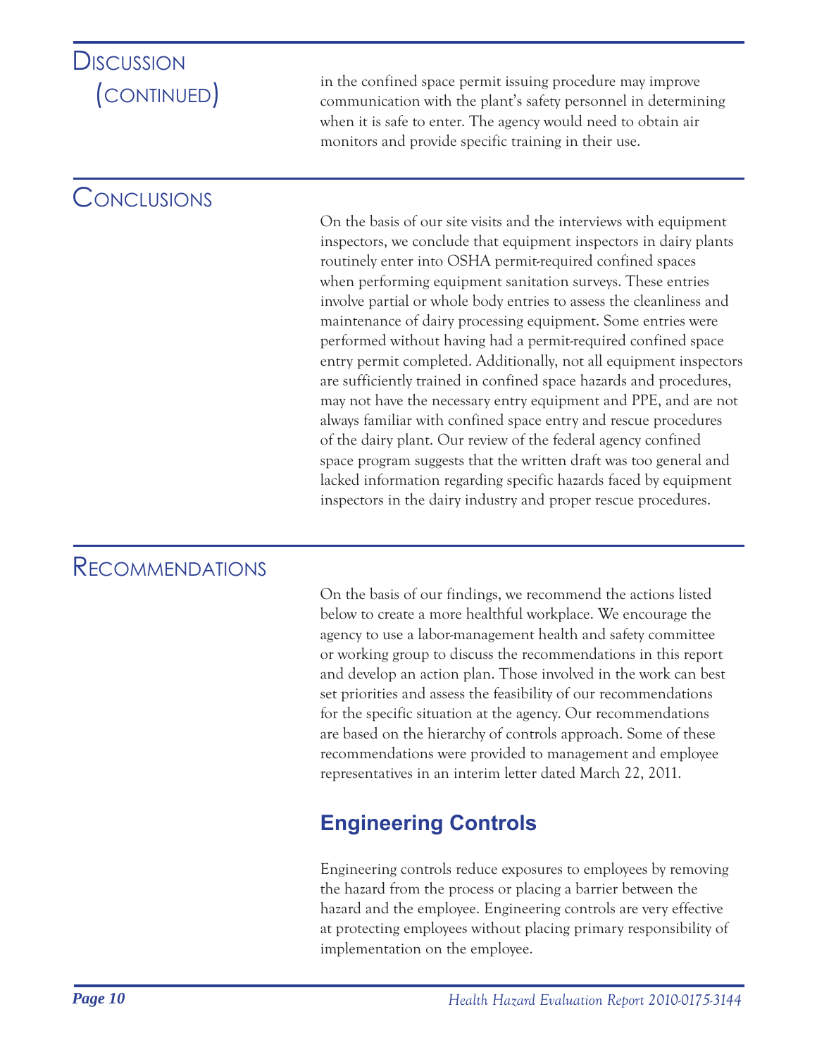## Discussion (continued)

in the confined space permit issuing procedure may improve communication with the plant's safety personnel in determining when it is safe to enter. The agency would need to obtain air monitors and provide specific training in their use.

## Conclusions

On the basis of our site visits and the interviews with equipment inspectors, we conclude that equipment inspectors in dairy plants routinely enter into OSHA permit-required confined spaces when performing equipment sanitation surveys. These entries involve partial or whole body entries to assess the cleanliness and maintenance of dairy processing equipment. Some entries were performed without having had a permit-required confined space entry permit completed. Additionally, not all equipment inspectors are sufficiently trained in confined space hazards and procedures, may not have the necessary entry equipment and PPE, and are not always familiar with confined space entry and rescue procedures of the dairy plant. Our review of the federal agency confined space program suggests that the written draft was too general and lacked information regarding specific hazards faced by equipment inspectors in the dairy industry and proper rescue procedures.

## Recommendations

On the basis of our findings, we recommend the actions listed below to create a more healthful workplace. We encourage the agency to use a labor-management health and safety committee or working group to discuss the recommendations in this report and develop an action plan. Those involved in the work can best set priorities and assess the feasibility of our recommendations for the specific situation at the agency. Our recommendations are based on the hierarchy of controls approach. Some of these recommendations were provided to management and employee representatives in an interim letter dated March 22, 2011.

### Engineering Controls

Engineering controls reduce exposures to employees by removing the hazard from the process or placing a barrier between the hazard and the employee. Engineering controls are very effective at protecting employees without placing primary responsibility of implementation on the employee.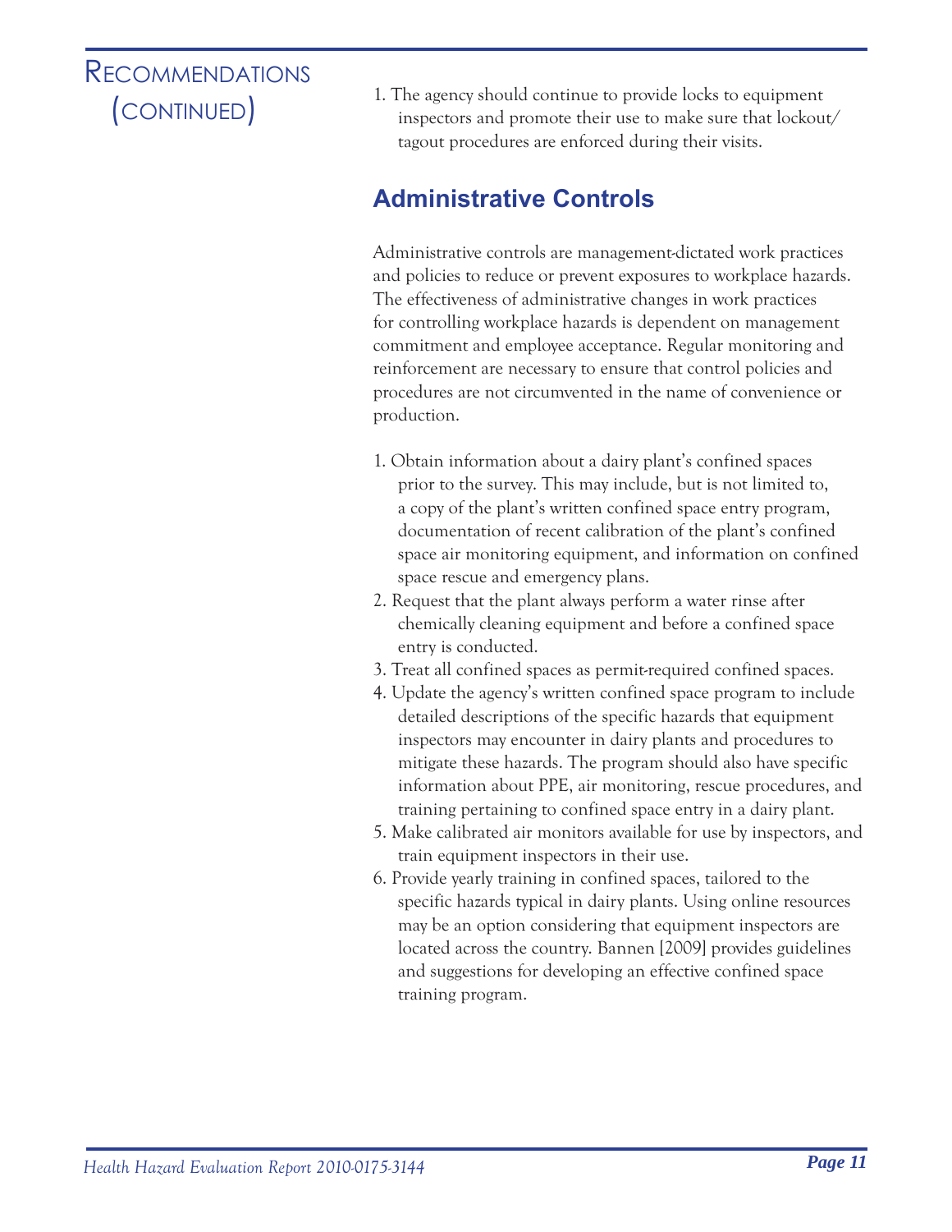# Recommendations (continued)

1. The agency should continue to provide locks to equipment inspectors and promote their use to make sure that lockout/tagout procedures are enforced during their visits.

## Administrative Controls

Administrative controls are management-dictated work practices and policies to reduce or prevent exposures to workplace hazards. The effectiveness of administrative changes in work practices for controlling workplace hazards is dependent on management commitment and employee acceptance. Regular monitoring and reinforcement are necessary to ensure that control policies and procedures are not circumvented in the name of convenience or production.

1. Obtain information about a dairy plant's confined spaces prior to the survey. This may include, but is not limited to, a copy of the plant's written confined space entry program, documentation of recent calibration of the plant's confined space air monitoring equipment, and information on confined space rescue and emergency plans.
2. Request that the plant always perform a water rinse after chemically cleaning equipment and before a confined space entry is conducted.
3. Treat all confined spaces as permit-required confined spaces.
4. Update the agency's written confined space program to include detailed descriptions of the specific hazards that equipment inspectors may encounter in dairy plants and procedures to mitigate these hazards. The program should also have specific information about PPE, air monitoring, rescue procedures, and training pertaining to confined space entry in a dairy plant.
5. Make calibrated air monitors available for use by inspectors, and train equipment inspectors in their use.
6. Provide yearly training in confined spaces, tailored to the specific hazards typical in dairy plants. Using online resources may be an option considering that equipment inspectors are located across the country. Bannen [2009] provides guidelines and suggestions for developing an effective confined space training program.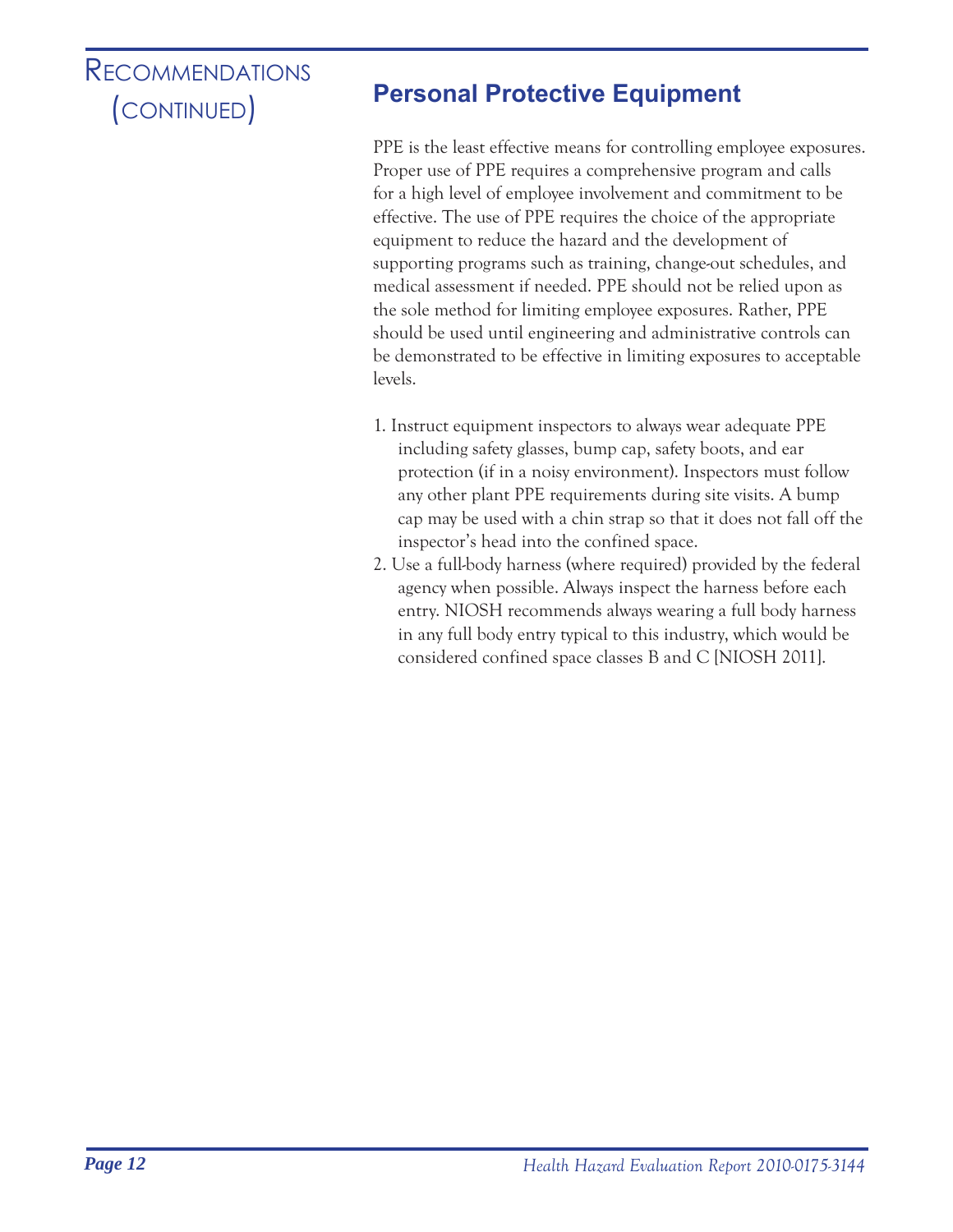# Recommendations (continued)

## Personal Protective Equipment

PPE is the least effective means for controlling employee exposures. Proper use of PPE requires a comprehensive program and calls for a high level of employee involvement and commitment to be effective. The use of PPE requires the choice of the appropriate equipment to reduce the hazard and the development of supporting programs such as training, change-out schedules, and medical assessment if needed. PPE should not be relied upon as the sole method for limiting employee exposures. Rather, PPE should be used until engineering and administrative controls can be demonstrated to be effective in limiting exposures to acceptable levels.

1. Instruct equipment inspectors to always wear adequate PPE including safety glasses, bump cap, safety boots, and ear protection (if in a noisy environment). Inspectors must follow any other plant PPE requirements during site visits. A bump cap may be used with a chin strap so that it does not fall off the inspector's head into the confined space.
2. Use a full-body harness (where required) provided by the federal agency when possible. Always inspect the harness before each entry. NIOSH recommends always wearing a full body harness in any full body entry typical to this industry, which would be considered confined space classes B and C [NIOSH 2011].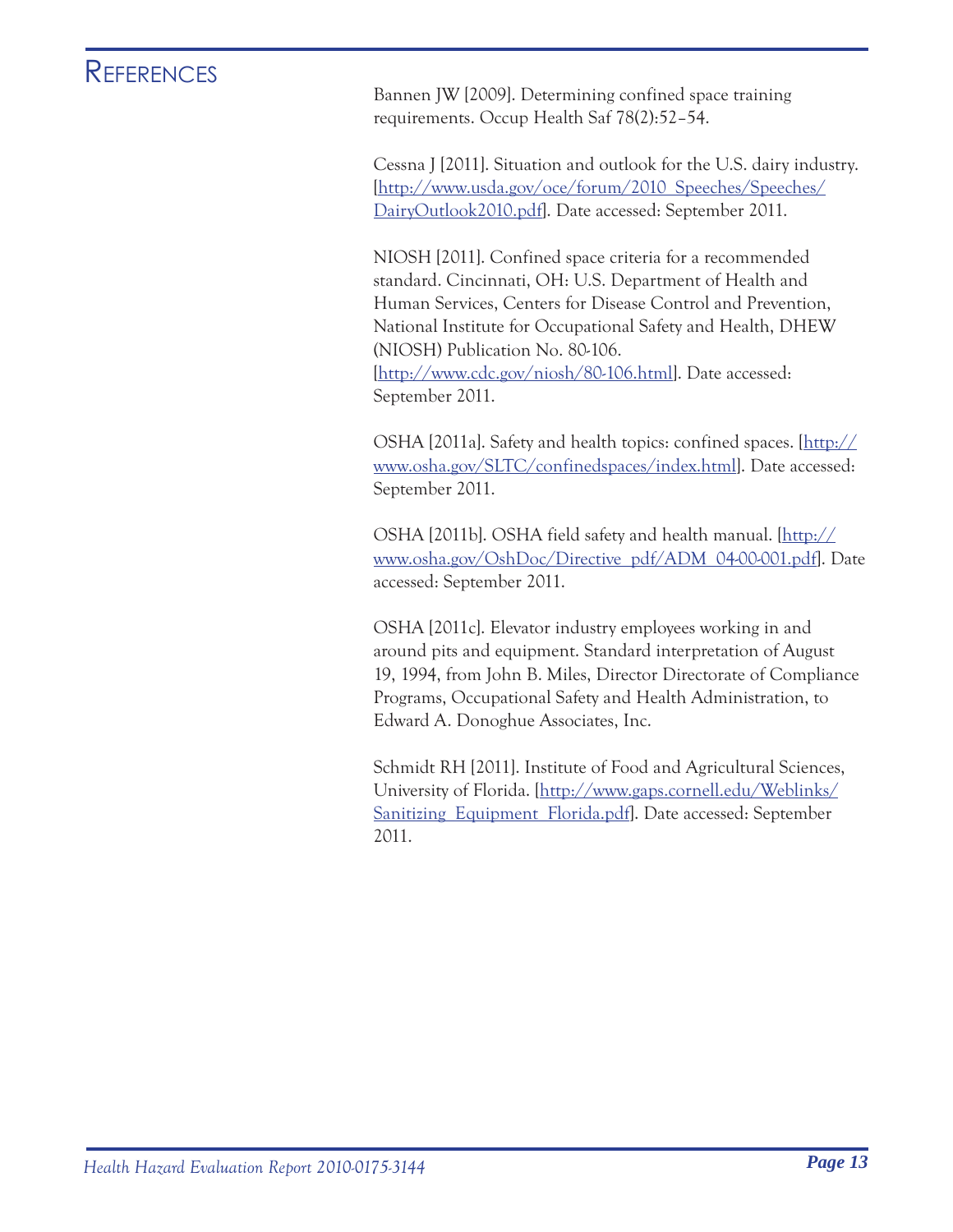# References

Bannen JW [2009]. Determining confined space training requirements. Occup Health Saf 78(2):52–54.

Cessna J [2011]. Situation and outlook for the U.S. dairy industry. [http://www.usda.gov/oce/forum/2010_Speeches/Speeches/DairyOutlook2010.pdf]. Date accessed: September 2011.

NIOSH [2011]. Confined space criteria for a recommended standard. Cincinnati, OH: U.S. Department of Health and Human Services, Centers for Disease Control and Prevention, National Institute for Occupational Safety and Health, DHEW (NIOSH) Publication No. 80-106. [http://www.cdc.gov/niosh/80-106.html]. Date accessed: September 2011.

OSHA [2011a]. Safety and health topics: confined spaces. [http://www.osha.gov/SLTC/confinedspaces/index.html]. Date accessed: September 2011.

OSHA [2011b]. OSHA field safety and health manual. [http://www.osha.gov/OshDoc/Directive_pdf/ADM_04-00-001.pdf]. Date accessed: September 2011.

OSHA [2011c]. Elevator industry employees working in and around pits and equipment. Standard interpretation of August 19, 1994, from John B. Miles, Director Directorate of Compliance Programs, Occupational Safety and Health Administration, to Edward A. Donoghue Associates, Inc.

Schmidt RH [2011]. Institute of Food and Agricultural Sciences, University of Florida. [http://www.gaps.cornell.edu/Weblinks/Sanitizing_Equipment_Florida.pdf]. Date accessed: September 2011.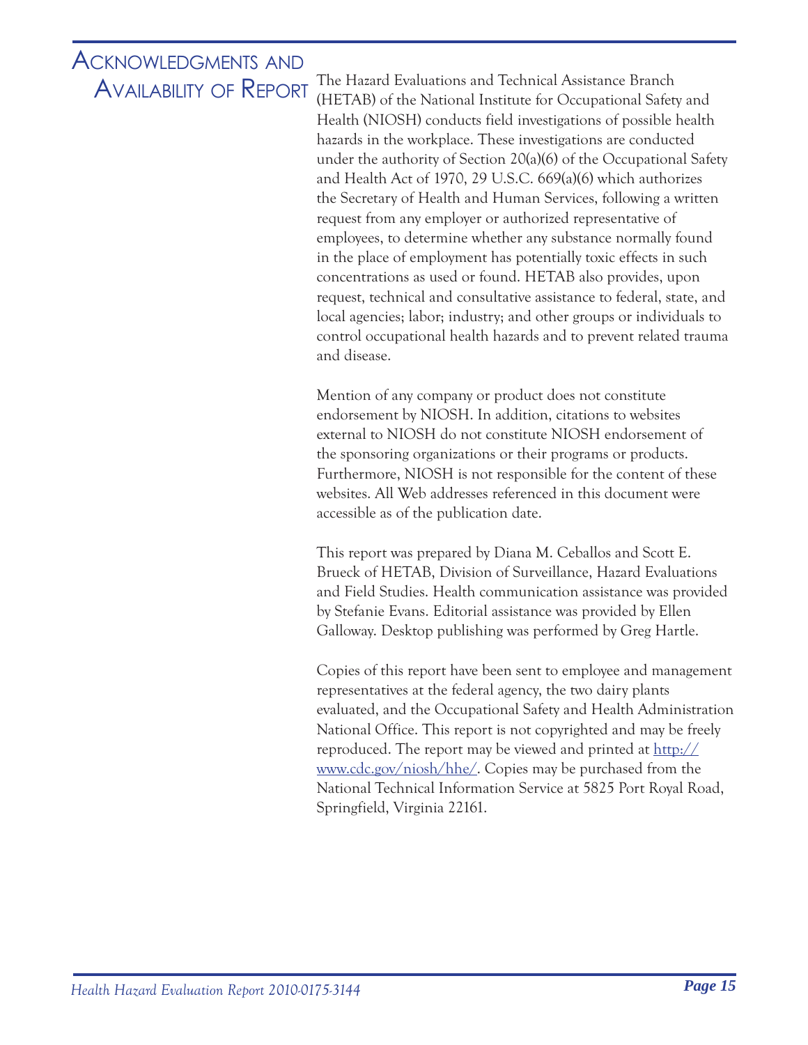# Acknowledgments and Availability of Report

The Hazard Evaluations and Technical Assistance Branch (HETAB) of the National Institute for Occupational Safety and Health (NIOSH) conducts field investigations of possible health hazards in the workplace. These investigations are conducted under the authority of Section 20(a)(6) of the Occupational Safety and Health Act of 1970, 29 U.S.C. 669(a)(6) which authorizes the Secretary of Health and Human Services, following a written request from any employer or authorized representative of employees, to determine whether any substance normally found in the place of employment has potentially toxic effects in such concentrations as used or found. HETAB also provides, upon request, technical and consultative assistance to federal, state, and local agencies; labor; industry; and other groups or individuals to control occupational health hazards and to prevent related trauma and disease.

Mention of any company or product does not constitute endorsement by NIOSH. In addition, citations to websites external to NIOSH do not constitute NIOSH endorsement of the sponsoring organizations or their programs or products. Furthermore, NIOSH is not responsible for the content of these websites. All Web addresses referenced in this document were accessible as of the publication date.

This report was prepared by Diana M. Ceballos and Scott E. Brueck of HETAB, Division of Surveillance, Hazard Evaluations and Field Studies. Health communication assistance was provided by Stefanie Evans. Editorial assistance was provided by Ellen Galloway. Desktop publishing was performed by Greg Hartle.

Copies of this report have been sent to employee and management representatives at the federal agency, the two dairy plants evaluated, and the Occupational Safety and Health Administration National Office. This report is not copyrighted and may be freely reproduced. The report may be viewed and printed at [http://www.cdc.gov/niosh/hhe/](http://www.cdc.gov/niosh/hhe/). Copies may be purchased from the National Technical Information Service at 5825 Port Royal Road, Springfield, Virginia 22161.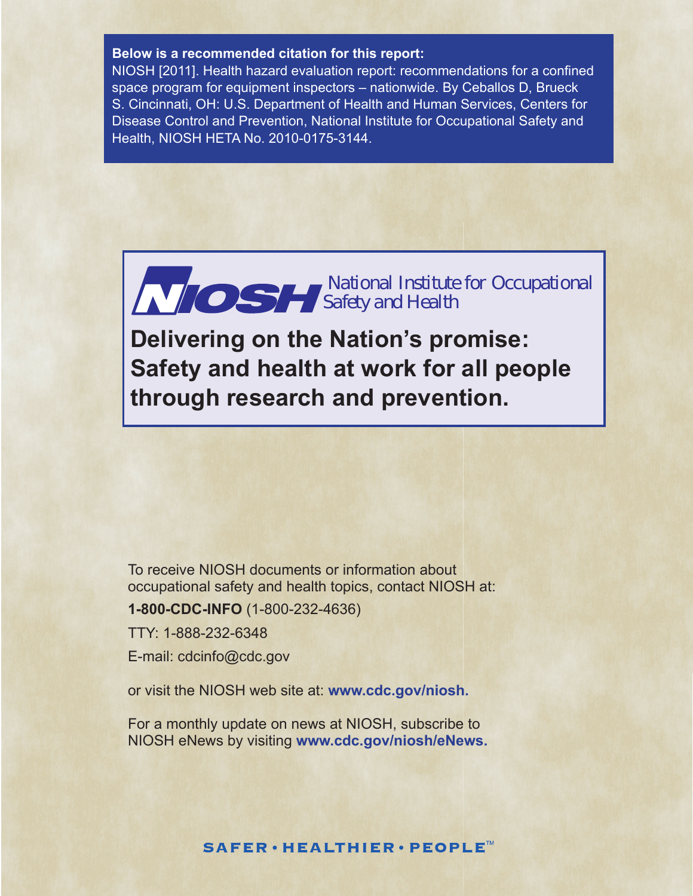**Below is a recommended citation for this report:**
NIOSH [2011]. Health hazard evaluation report: recommendations for a confined space program for equipment inspectors – nationwide. By Ceballos D, Brueck S. Cincinnati, OH: U.S. Department of Health and Human Services, Centers for Disease Control and Prevention, National Institute for Occupational Safety and Health, NIOSH HETA No. 2010-0175-3144.

NIOSH National Institute for Occupational Safety and Health

**Delivering on the Nation's promise: Safety and health at work for all people through research and prevention.**

To receive NIOSH documents or information about occupational safety and health topics, contact NIOSH at:

**1-800-CDC-INFO** (1-800-232-4636)

TTY: 1-888-232-6348

E-mail: cdcinfo@cdc.gov

or visit the NIOSH web site at: **www.cdc.gov/niosh.**

For a monthly update on news at NIOSH, subscribe to NIOSH eNews by visiting **www.cdc.gov/niosh/eNews.**

**SAFER • HEALTHIER • PEOPLE™**